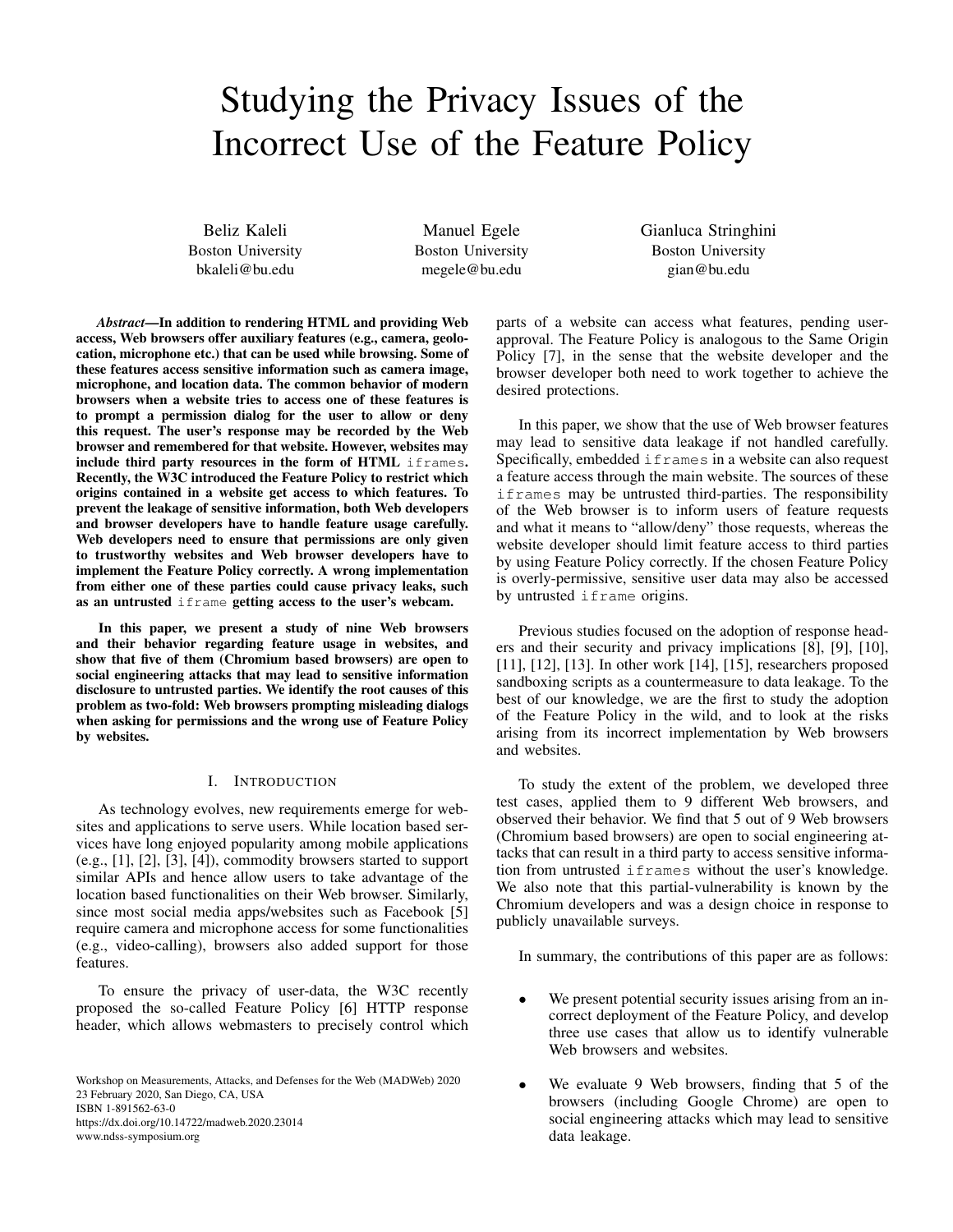# Studying the Privacy Issues of the Incorrect Use of the Feature Policy

Beliz Kaleli
Boston University
bkaleli@bu.edu

Manuel Egele
Boston University
megele@bu.edu

Gianluca Stringhini
Boston University
gian@bu.edu

***Abstract*—In addition to rendering HTML and providing Web access, Web browsers offer auxiliary features (e.g., camera, geolocation, microphone etc.) that can be used while browsing. Some of these features access sensitive information such as camera image, microphone, and location data. The common behavior of modern browsers when a website tries to access one of these features is to prompt a permission dialog for the user to allow or deny this request. The user's response may be recorded by the Web browser and remembered for that website. However, websites may include third party resources in the form of HTML `iframes`. Recently, the W3C introduced the Feature Policy to restrict which origins contained in a website get access to which features. To prevent the leakage of sensitive information, both Web developers and browser developers have to handle feature usage carefully. Web developers need to ensure that permissions are only given to trustworthy websites and Web browser developers have to implement the Feature Policy correctly. A wrong implementation from either one of these parties could cause privacy leaks, such as an untrusted `iframe` getting access to the user's webcam.**

**In this paper, we present a study of nine Web browsers and their behavior regarding feature usage in websites, and show that five of them (Chromium based browsers) are open to social engineering attacks that may lead to sensitive information disclosure to untrusted parties. We identify the root causes of this problem as two-fold: Web browsers prompting misleading dialogs when asking for permissions and the wrong use of Feature Policy by websites.**

## I. Introduction

As technology evolves, new requirements emerge for websites and applications to serve users. While location based services have long enjoyed popularity among mobile applications (e.g., [1], [2], [3], [4]), commodity browsers started to support similar APIs and hence allow users to take advantage of the location based functionalities on their Web browser. Similarly, since most social media apps/websites such as Facebook [5] require camera and microphone access for some functionalities (e.g., video-calling), browsers also added support for those features.

To ensure the privacy of user-data, the W3C recently proposed the so-called Feature Policy [6] HTTP response header, which allows webmasters to precisely control which parts of a website can access what features, pending user-approval. The Feature Policy is analogous to the Same Origin Policy [7], in the sense that the website developer and the browser developer both need to work together to achieve the desired protections.

In this paper, we show that the use of Web browser features may lead to sensitive data leakage if not handled carefully. Specifically, embedded `iframes` in a website can also request a feature access through the main website. The sources of these `iframes` may be untrusted third-parties. The responsibility of the Web browser is to inform users of feature requests and what it means to "allow/deny" those requests, whereas the website developer should limit feature access to third parties by using Feature Policy correctly. If the chosen Feature Policy is overly-permissive, sensitive user data may also be accessed by untrusted `iframe` origins.

Previous studies focused on the adoption of response headers and their security and privacy implications [8], [9], [10], [11], [12], [13]. In other work [14], [15], researchers proposed sandboxing scripts as a countermeasure to data leakage. To the best of our knowledge, we are the first to study the adoption of the Feature Policy in the wild, and to look at the risks arising from its incorrect implementation by Web browsers and websites.

To study the extent of the problem, we developed three test cases, applied them to 9 different Web browsers, and observed their behavior. We find that 5 out of 9 Web browsers (Chromium based browsers) are open to social engineering attacks that can result in a third party to access sensitive information from untrusted `iframes` without the user's knowledge. We also note that this partial-vulnerability is known by the Chromium developers and was a design choice in response to publicly unavailable surveys.

In summary, the contributions of this paper are as follows:

- We present potential security issues arising from an incorrect deployment of the Feature Policy, and develop three use cases that allow us to identify vulnerable Web browsers and websites.
- We evaluate 9 Web browsers, finding that 5 of the browsers (including Google Chrome) are open to social engineering attacks which may lead to sensitive data leakage.

Workshop on Measurements, Attacks, and Defenses for the Web (MADWeb) 2020
23 February 2020, San Diego, CA, USA
ISBN 1-891562-63-0
https://dx.doi.org/10.14722/madweb.2020.23014
www.ndss-symposium.org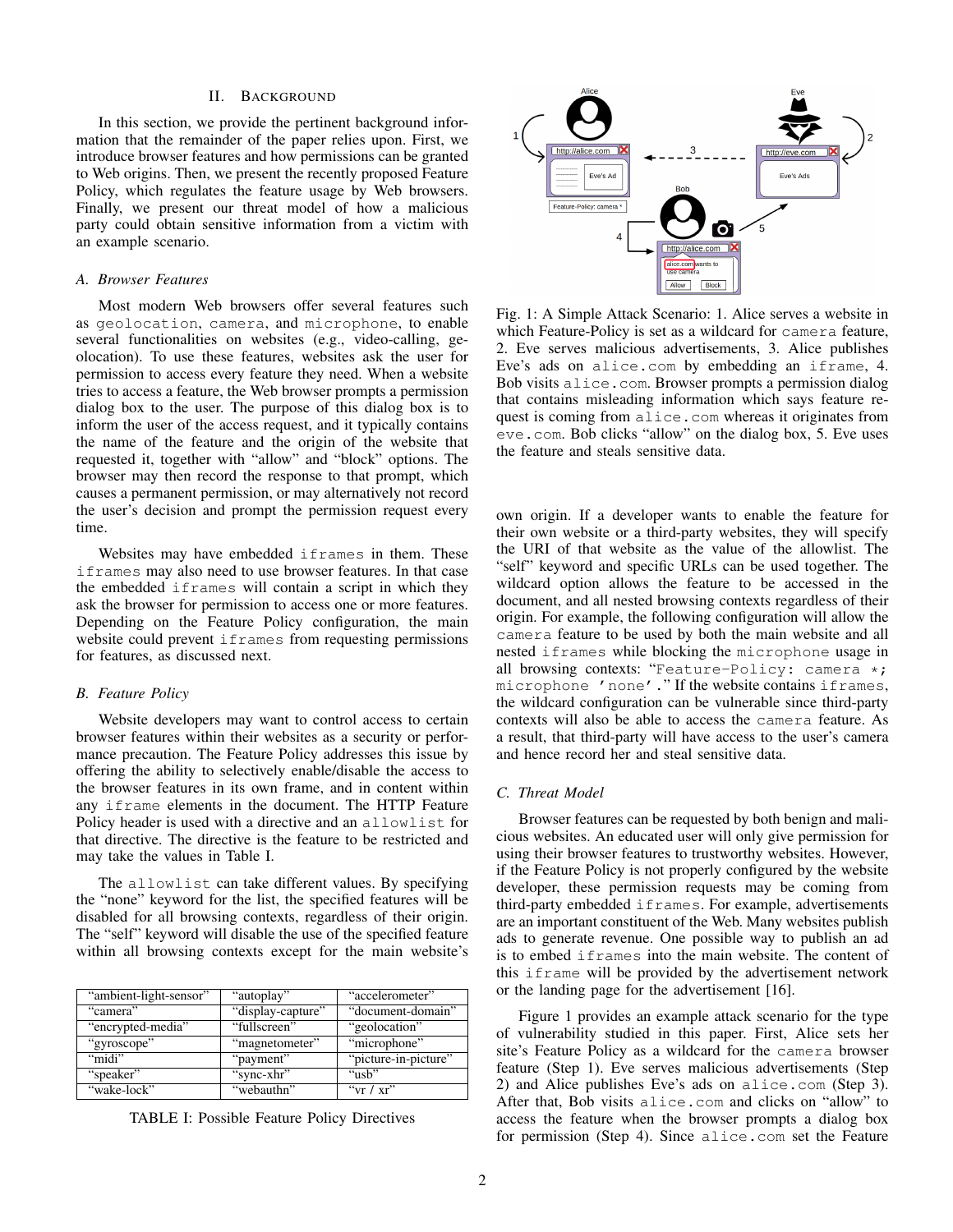## II. Background

In this section, we provide the pertinent background information that the remainder of the paper relies upon. First, we introduce browser features and how permissions can be granted to Web origins. Then, we present the recently proposed Feature Policy, which regulates the feature usage by Web browsers. Finally, we present our threat model of how a malicious party could obtain sensitive information from a victim with an example scenario.

### A. Browser Features

Most modern Web browsers offer several features such as `geolocation`, `camera`, and `microphone`, to enable several functionalities on websites (e.g., video-calling, geolocation). To use these features, websites ask the user for permission to access every feature they need. When a website tries to access a feature, the Web browser prompts a permission dialog box to the user. The purpose of this dialog box is to inform the user of the access request, and it typically contains the name of the feature and the origin of the website that requested it, together with "allow" and "block" options. The browser may then record the response to that prompt, which causes a permanent permission, or may alternatively not record the user's decision and prompt the permission request every time.

Websites may have embedded `iframes` in them. These `iframes` may also need to use browser features. In that case the embedded `iframes` will contain a script in which they ask the browser for permission to access one or more features. Depending on the Feature Policy configuration, the main website could prevent `iframes` from requesting permissions for features, as discussed next.

### B. Feature Policy

Website developers may want to control access to certain browser features within their websites as a security or performance precaution. The Feature Policy addresses this issue by offering the ability to selectively enable/disable the access to the browser features in its own frame, and in content within any `iframe` elements in the document. The HTTP Feature Policy header is used with a directive and an `allowlist` for that directive. The directive is the feature to be restricted and may take the values in Table I.

The `allowlist` can take different values. By specifying the "none" keyword for the list, the specified features will be disabled for all browsing contexts, regardless of their origin. The "self" keyword will disable the use of the specified feature within all browsing contexts except for the main website's own origin. If a developer wants to enable the feature for their own website or a third-party websites, they will specify the URI of that website as the value of the allowlist. The "self" keyword and specific URLs can be used together. The wildcard option allows the feature to be accessed in the document, and all nested browsing contexts regardless of their origin. For example, the following configuration will allow the `camera` feature to be used by both the main website and all nested `iframes` while blocking the `microphone` usage in all browsing contexts: "`Feature-Policy: camera *; microphone 'none'.`" If the website contains `iframes`, the wildcard configuration can be vulnerable since third-party contexts will also be able to access the `camera` feature. As a result, that third-party will have access to the user's camera and hence record her and steal sensitive data.

| "ambient-light-sensor" | "autoplay" | "accelerometer" |
|---|---|---|
| "camera" | "display-capture" | "document-domain" |
| "encrypted-media" | "fullscreen" | "geolocation" |
| "gyroscope" | "magnetometer" | "microphone" |
| "midi" | "payment" | "picture-in-picture" |
| "speaker" | "sync-xhr" | "usb" |
| "wake-lock" | "webauthn" | "vr / xr" |

TABLE I: Possible Feature Policy Directives

Fig. 1: A Simple Attack Scenario: 1. Alice serves a website in which Feature-Policy is set as a wildcard for `camera` feature, 2. Eve serves malicious advertisements, 3. Alice publishes Eve's ads on `alice.com` by embedding an `iframe`, 4. Bob visits `alice.com`. Browser prompts a permission dialog that contains misleading information which says feature request is coming from `alice.com` whereas it originates from `eve.com`. Bob clicks "allow" on the dialog box, 5. Eve uses the feature and steals sensitive data.

### C. Threat Model

Browser features can be requested by both benign and malicious websites. An educated user will only give permission for using their browser features to trustworthy websites. However, if the Feature Policy is not properly configured by the website developer, these permission requests may be coming from third-party embedded `iframes`. For example, advertisements are an important constituent of the Web. Many websites publish ads to generate revenue. One possible way to publish an ad is to embed `iframes` into the main website. The content of this `iframe` will be provided by the advertisement network or the landing page for the advertisement [16].

Figure 1 provides an example attack scenario for the type of vulnerability studied in this paper. First, Alice sets her site's Feature Policy as a wildcard for the `camera` browser feature (Step 1). Eve serves malicious advertisements (Step 2) and Alice publishes Eve's ads on `alice.com` (Step 3). After that, Bob visits `alice.com` and clicks on "allow" to access the feature when the browser prompts a dialog box for permission (Step 4). Since `alice.com` set the Feature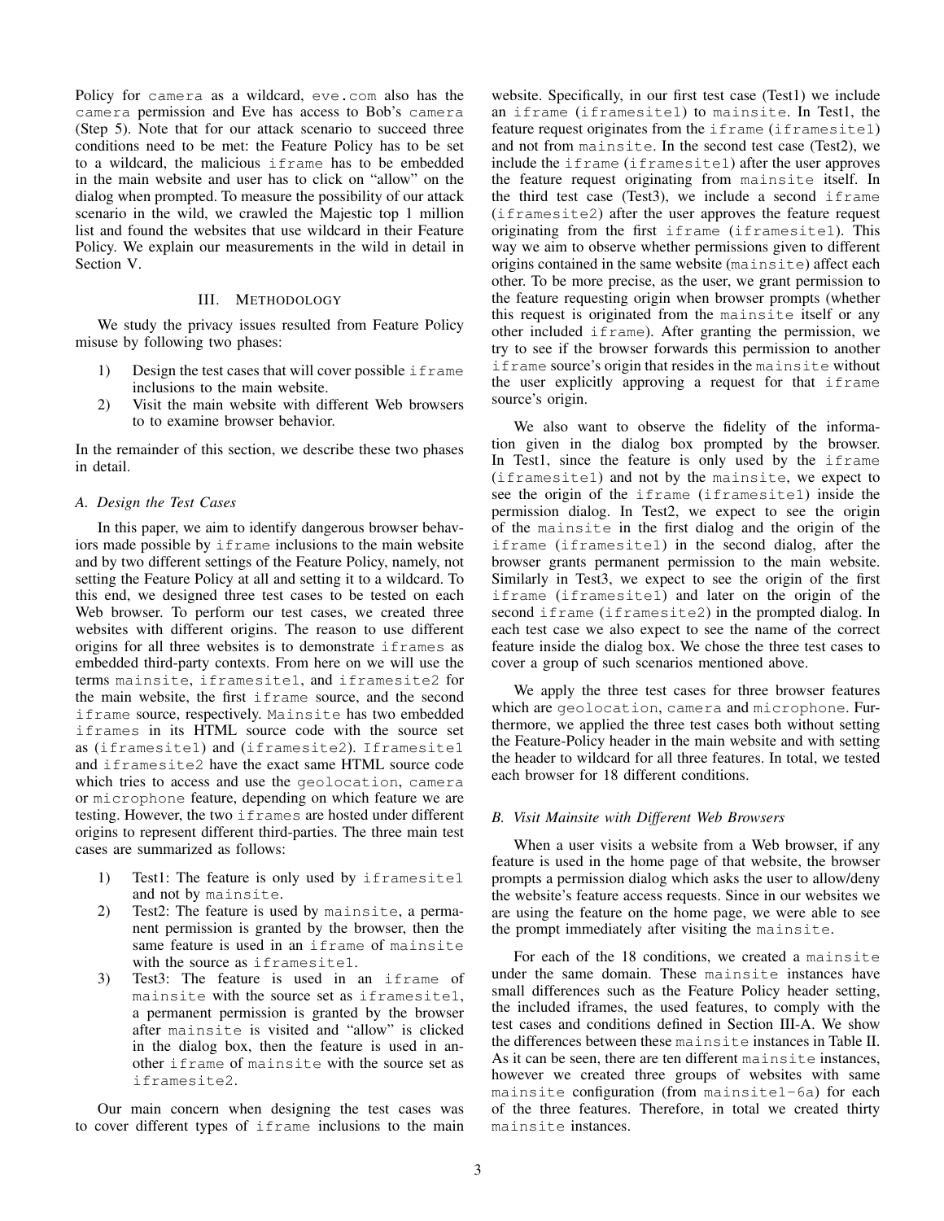Policy for camera as a wildcard, eve.com also has the camera permission and Eve has access to Bob's camera (Step 5). Note that for our attack scenario to succeed three conditions need to be met: the Feature Policy has to be set to a wildcard, the malicious iframe has to be embedded in the main website and user has to click on "allow" on the dialog when prompted. To measure the possibility of our attack scenario in the wild, we crawled the Majestic top 1 million list and found the websites that use wildcard in their Feature Policy. We explain our measurements in the wild in detail in Section V.

## III. Methodology

We study the privacy issues resulted from Feature Policy misuse by following two phases:

1) Design the test cases that will cover possible iframe inclusions to the main website.
2) Visit the main website with different Web browsers to to examine browser behavior.

In the remainder of this section, we describe these two phases in detail.

### A. Design the Test Cases

In this paper, we aim to identify dangerous browser behaviors made possible by iframe inclusions to the main website and by two different settings of the Feature Policy, namely, not setting the Feature Policy at all and setting it to a wildcard. To this end, we designed three test cases to be tested on each Web browser. To perform our test cases, we created three websites with different origins. The reason to use different origins for all three websites is to demonstrate iframes as embedded third-party contexts. From here on we will use the terms mainsite, iframesite1, and iframesite2 for the main website, the first iframe source, and the second iframe source, respectively. Mainsite has two embedded iframes in its HTML source code with the source set as (iframesite1) and (iframesite2). Iframesite1 and iframesite2 have the exact same HTML source code which tries to access and use the geolocation, camera or microphone feature, depending on which feature we are testing. However, the two iframes are hosted under different origins to represent different third-parties. The three main test cases are summarized as follows:

1) Test1: The feature is only used by iframesite1 and not by mainsite.
2) Test2: The feature is used by mainsite, a permanent permission is granted by the browser, then the same feature is used in an iframe of mainsite with the source as iframesite1.
3) Test3: The feature is used in an iframe of mainsite with the source set as iframesite1, a permanent permission is granted by the browser after mainsite is visited and "allow" is clicked in the dialog box, then the feature is used in another iframe of mainsite with the source set as iframesite2.

Our main concern when designing the test cases was to cover different types of iframe inclusions to the main website. Specifically, in our first test case (Test1) we include an iframe (iframesite1) to mainsite. In Test1, the feature request originates from the iframe (iframesite1) and not from mainsite. In the second test case (Test2), we include the iframe (iframesite1) after the user approves the feature request originating from mainsite itself. In the third test case (Test3), we include a second iframe (iframesite2) after the user approves the feature request originating from the first iframe (iframesite1). This way we aim to observe whether permissions given to different origins contained in the same website (mainsite) affect each other. To be more precise, as the user, we grant permission to the feature requesting origin when browser prompts (whether this request is originated from the mainsite itself or any other included iframe). After granting the permission, we try to see if the browser forwards this permission to another iframe source's origin that resides in the mainsite without the user explicitly approving a request for that iframe source's origin.

We also want to observe the fidelity of the information given in the dialog box prompted by the browser. In Test1, since the feature is only used by the iframe (iframesite1) and not by the mainsite, we expect to see the origin of the iframe (iframesite1) inside the permission dialog. In Test2, we expect to see the origin of the mainsite in the first dialog and the origin of the iframe (iframesite1) in the second dialog, after the browser grants permanent permission to the main website. Similarly in Test3, we expect to see the origin of the first iframe (iframesite1) and later on the origin of the second iframe (iframesite2) in the prompted dialog. In each test case we also expect to see the name of the correct feature inside the dialog box. We chose the three test cases to cover a group of such scenarios mentioned above.

We apply the three test cases for three browser features which are geolocation, camera and microphone. Furthermore, we applied the three test cases both without setting the Feature-Policy header in the main website and with setting the header to wildcard for all three features. In total, we tested each browser for 18 different conditions.

### B. Visit Mainsite with Different Web Browsers

When a user visits a website from a Web browser, if any feature is used in the home page of that website, the browser prompts a permission dialog which asks the user to allow/deny the website's feature access requests. Since in our websites we are using the feature on the home page, we were able to see the prompt immediately after visiting the mainsite.

For each of the 18 conditions, we created a mainsite under the same domain. These mainsite instances have small differences such as the Feature Policy header setting, the included iframes, the used features, to comply with the test cases and conditions defined in Section III-A. We show the differences between these mainsite instances in Table II. As it can be seen, there are ten different mainsite instances, however we created three groups of websites with same mainsite configuration (from mainsite1−6a) for each of the three features. Therefore, in total we created thirty mainsite instances.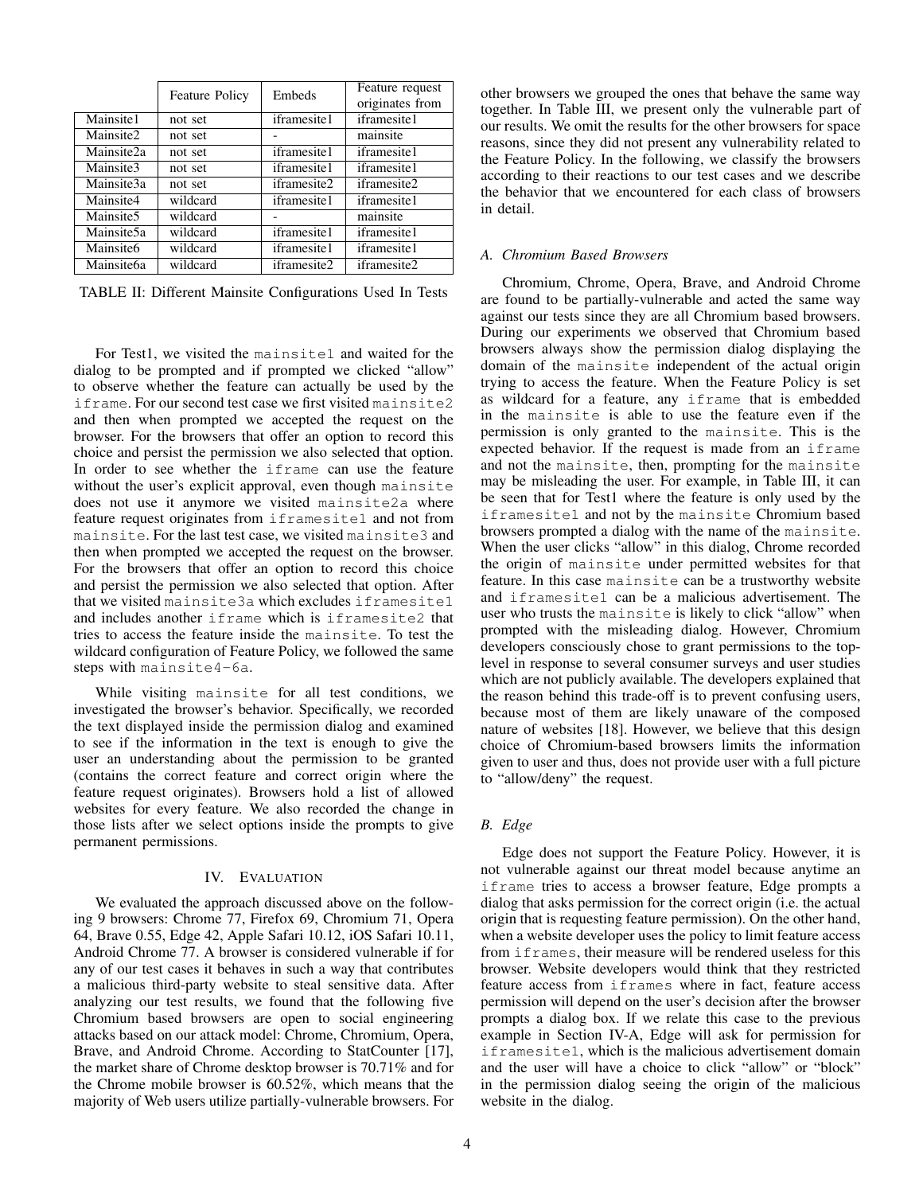|  | Feature Policy | Embeds | Feature request originates from |
| --- | --- | --- | --- |
| Mainsite1 | not set | iframesite1 | iframesite1 |
| Mainsite2 | not set | - | mainsite |
| Mainsite2a | not set | iframesite1 | iframesite1 |
| Mainsite3 | not set | iframesite1 | iframesite1 |
| Mainsite3a | not set | iframesite2 | iframesite2 |
| Mainsite4 | wildcard | iframesite1 | iframesite1 |
| Mainsite5 | wildcard | - | mainsite |
| Mainsite5a | wildcard | iframesite1 | iframesite1 |
| Mainsite6 | wildcard | iframesite1 | iframesite1 |
| Mainsite6a | wildcard | iframesite2 | iframesite2 |

TABLE II: Different Mainsite Configurations Used In Tests

For Test1, we visited the mainsite1 and waited for the dialog to be prompted and if prompted we clicked "allow" to observe whether the feature can actually be used by the iframe. For our second test case we first visited mainsite2 and then when prompted we accepted the request on the browser. For the browsers that offer an option to record this choice and persist the permission we also selected that option. In order to see whether the iframe can use the feature without the user's explicit approval, even though mainsite does not use it anymore we visited mainsite2a where feature request originates from iframesite1 and not from mainsite. For the last test case, we visited mainsite3 and then when prompted we accepted the request on the browser. For the browsers that offer an option to record this choice and persist the permission we also selected that option. After that we visited mainsite3a which excludes iframesite1 and includes another iframe which is iframesite2 that tries to access the feature inside the mainsite. To test the wildcard configuration of Feature Policy, we followed the same steps with mainsite4-6a.

While visiting mainsite for all test conditions, we investigated the browser's behavior. Specifically, we recorded the text displayed inside the permission dialog and examined to see if the information in the text is enough to give the user an understanding about the permission to be granted (contains the correct feature and correct origin where the feature request originates). Browsers hold a list of allowed websites for every feature. We also recorded the change in those lists after we select options inside the prompts to give permanent permissions.

## IV. Evaluation

We evaluated the approach discussed above on the following 9 browsers: Chrome 77, Firefox 69, Chromium 71, Opera 64, Brave 0.55, Edge 42, Apple Safari 10.12, iOS Safari 10.11, Android Chrome 77. A browser is considered vulnerable if for any of our test cases it behaves in such a way that contributes a malicious third-party website to steal sensitive data. After analyzing our test results, we found that the following five Chromium based browsers are open to social engineering attacks based on our attack model: Chrome, Chromium, Opera, Brave, and Android Chrome. According to StatCounter [17], the market share of Chrome desktop browser is 70.71% and for the Chrome mobile browser is 60.52%, which means that the majority of Web users utilize partially-vulnerable browsers. For other browsers we grouped the ones that behave the same way together. In Table III, we present only the vulnerable part of our results. We omit the results for the other browsers for space reasons, since they did not present any vulnerability related to the Feature Policy. In the following, we classify the browsers according to their reactions to our test cases and we describe the behavior that we encountered for each class of browsers in detail.

### A. Chromium Based Browsers

Chromium, Chrome, Opera, Brave, and Android Chrome are found to be partially-vulnerable and acted the same way against our tests since they are all Chromium based browsers. During our experiments we observed that Chromium based browsers always show the permission dialog displaying the domain of the mainsite independent of the actual origin trying to access the feature. When the Feature Policy is set as wildcard for a feature, any iframe that is embedded in the mainsite is able to use the feature even if the permission is only granted to the mainsite. This is the expected behavior. If the request is made from an iframe and not the mainsite, then, prompting for the mainsite may be misleading the user. For example, in Table III, it can be seen that for Test1 where the feature is only used by the iframesite1 and not by the mainsite Chromium based browsers prompted a dialog with the name of the mainsite. When the user clicks "allow" in this dialog, Chrome recorded the origin of mainsite under permitted websites for that feature. In this case mainsite can be a trustworthy website and iframesite1 can be a malicious advertisement. The user who trusts the mainsite is likely to click "allow" when prompted with the misleading dialog. However, Chromium developers consciously chose to grant permissions to the top-level in response to several consumer surveys and user studies which are not publicly available. The developers explained that the reason behind this trade-off is to prevent confusing users, because most of them are likely unaware of the composed nature of websites [18]. However, we believe that this design choice of Chromium-based browsers limits the information given to user and thus, does not provide user with a full picture to "allow/deny" the request.

### B. Edge

Edge does not support the Feature Policy. However, it is not vulnerable against our threat model because anytime an iframe tries to access a browser feature, Edge prompts a dialog that asks permission for the correct origin (i.e. the actual origin that is requesting feature permission). On the other hand, when a website developer uses the policy to limit feature access from iframes, their measure will be rendered useless for this browser. Website developers would think that they restricted feature access from iframes where in fact, feature access permission will depend on the user's decision after the browser prompts a dialog box. If we relate this case to the previous example in Section IV-A, Edge will ask for permission for iframesite1, which is the malicious advertisement domain and the user will have a choice to click "allow" or "block" in the permission dialog seeing the origin of the malicious website in the dialog.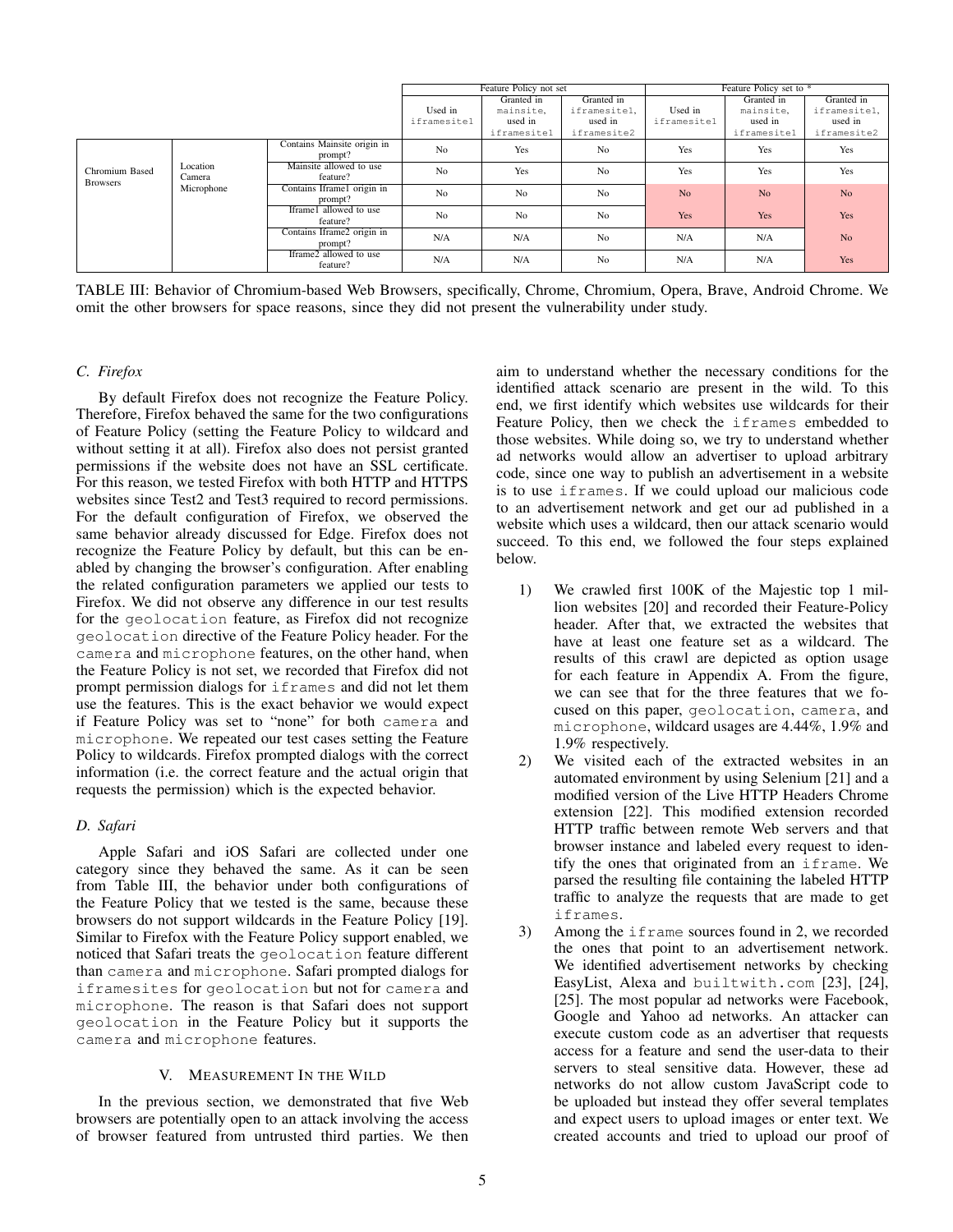| | | | Feature Policy not set | | | Feature Policy set to * | | |
|---|---|---|---|---|---|---|---|---|
| | | | Used in iframesite1 | Granted in mainsite, used in iframesite1 | Granted in iframesite1, used in iframesite2 | Used in iframesite1 | Granted in mainsite, used in iframesite1 | Granted in iframesite1, used in iframesite2 |
| Chromium Based Browsers | Location Camera Microphone | Contains Mainsite origin in prompt? | No | Yes | No | Yes | Yes | Yes |
| | | Mainsite allowed to use feature? | No | Yes | No | Yes | Yes | Yes |
| | | Contains Iframe1 origin in prompt? | No | No | No | No | No | No |
| | | Iframe1 allowed to use feature? | No | No | No | Yes | Yes | Yes |
| | | Contains Iframe2 origin in prompt? | N/A | N/A | No | N/A | N/A | No |
| | | Iframe2 allowed to use feature? | N/A | N/A | No | N/A | N/A | Yes |

TABLE III: Behavior of Chromium-based Web Browsers, specifically, Chrome, Chromium, Opera, Brave, Android Chrome. We omit the other browsers for space reasons, since they did not present the vulnerability under study.

### C. Firefox

By default Firefox does not recognize the Feature Policy. Therefore, Firefox behaved the same for the two configurations of Feature Policy (setting the Feature Policy to wildcard and without setting it at all). Firefox also does not persist granted permissions if the website does not have an SSL certificate. For this reason, we tested Firefox with both HTTP and HTTPS websites since Test2 and Test3 required to record permissions. For the default configuration of Firefox, we observed the same behavior already discussed for Edge. Firefox does not recognize the Feature Policy by default, but this can be enabled by changing the browser's configuration. After enabling the related configuration parameters we applied our tests to Firefox. We did not observe any difference in our test results for the `geolocation` feature, as Firefox did not recognize `geolocation` directive of the Feature Policy header. For the `camera` and `microphone` features, on the other hand, when the Feature Policy is not set, we recorded that Firefox did not prompt permission dialogs for `iframes` and did not let them use the features. This is the exact behavior we would expect if Feature Policy was set to "none" for both `camera` and `microphone`. We repeated our test cases setting the Feature Policy to wildcards. Firefox prompted dialogs with the correct information (i.e. the correct feature and the actual origin that requests the permission) which is the expected behavior.

### D. Safari

Apple Safari and iOS Safari are collected under one category since they behaved the same. As it can be seen from Table III, the behavior under both configurations of the Feature Policy that we tested is the same, because these browsers do not support wildcards in the Feature Policy [19]. Similar to Firefox with the Feature Policy support enabled, we noticed that Safari treats the `geolocation` feature different than `camera` and `microphone`. Safari prompted dialogs for `iframesites` for `geolocation` but not for `camera` and `microphone`. The reason is that Safari does not support `geolocation` in the Feature Policy but it supports the `camera` and `microphone` features.

## V. Measurement In the Wild

In the previous section, we demonstrated that five Web browsers are potentially open to an attack involving the access of browser featured from untrusted third parties. We then aim to understand whether the necessary conditions for the identified attack scenario are present in the wild. To this end, we first identify which websites use wildcards for their Feature Policy, then we check the `iframes` embedded to those websites. While doing so, we try to understand whether ad networks would allow an advertiser to upload arbitrary code, since one way to publish an advertisement in a website is to use `iframes`. If we could upload our malicious code to an advertisement network and get our ad published in a website which uses a wildcard, then our attack scenario would succeed. To this end, we followed the four steps explained below.

1) We crawled first 100K of the Majestic top 1 million websites [20] and recorded their Feature-Policy header. After that, we extracted the websites that have at least one feature set as a wildcard. The results of this crawl are depicted as option usage for each feature in Appendix A. From the figure, we can see that for the three features that we focused on this paper, `geolocation`, `camera`, and `microphone`, wildcard usages are 4.44%, 1.9% and 1.9% respectively.
2) We visited each of the extracted websites in an automated environment by using Selenium [21] and a modified version of the Live HTTP Headers Chrome extension [22]. This modified extension recorded HTTP traffic between remote Web servers and that browser instance and labeled every request to identify the ones that originated from an `iframe`. We parsed the resulting file containing the labeled HTTP traffic to analyze the requests that are made to get `iframes`.
3) Among the `iframe` sources found in 2, we recorded the ones that point to an advertisement network. We identified advertisement networks by checking EasyList, Alexa and `builtwith.com` [23], [24], [25]. The most popular ad networks were Facebook, Google and Yahoo ad networks. An attacker can execute custom code as an advertiser that requests access for a feature and send the user-data to their servers to steal sensitive data. However, these ad networks do not allow custom JavaScript code to be uploaded but instead they offer several templates and expect users to upload images or enter text. We created accounts and tried to upload our proof of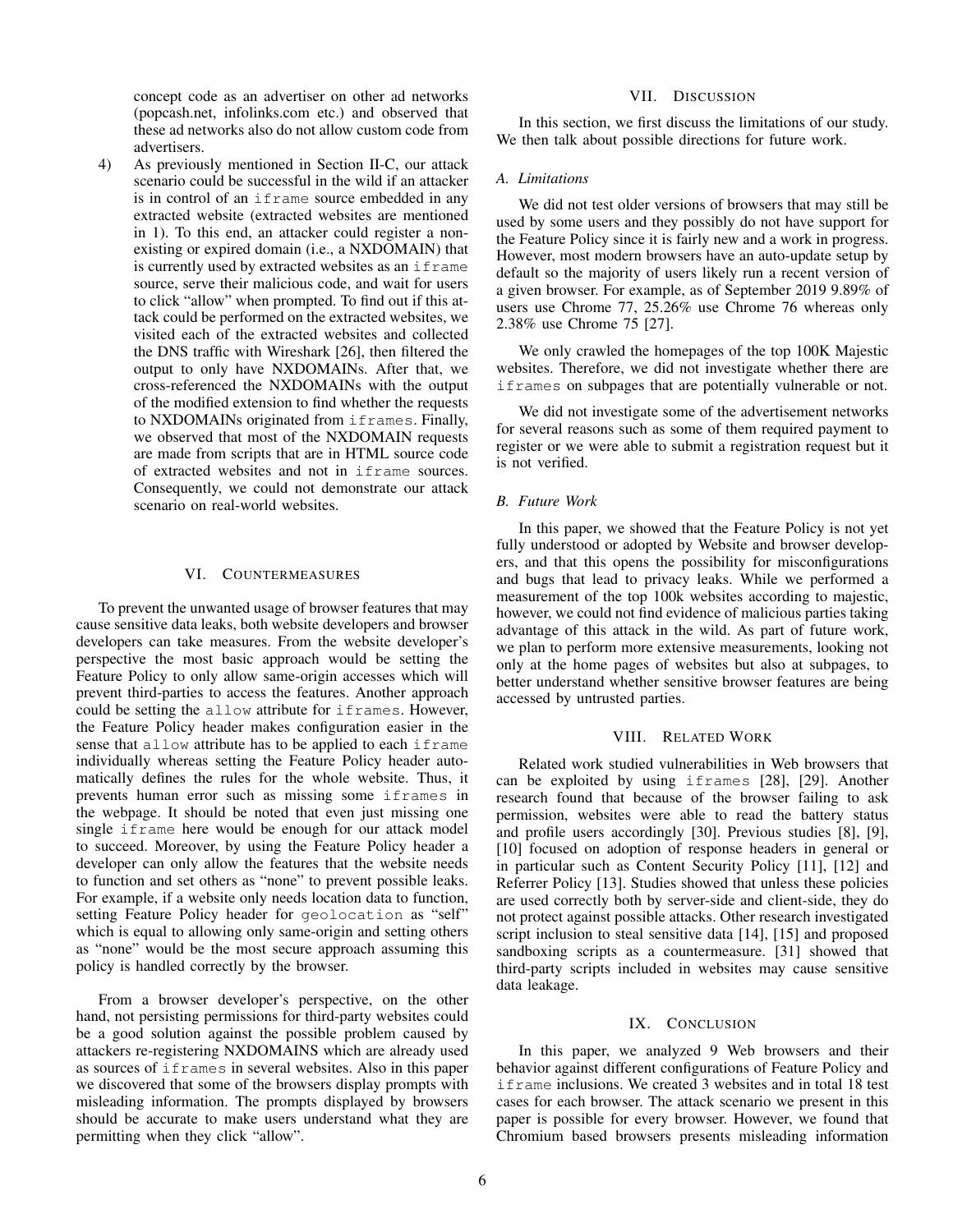concept code as an advertiser on other ad networks (popcash.net, infolinks.com etc.) and observed that these ad networks also do not allow custom code from advertisers.

4) As previously mentioned in Section II-C, our attack scenario could be successful in the wild if an attacker is in control of an `iframe` source embedded in any extracted website (extracted websites are mentioned in 1). To this end, an attacker could register a non-existing or expired domain (i.e., a NXDOMAIN) that is currently used by extracted websites as an `iframe` source, serve their malicious code, and wait for users to click "allow" when prompted. To find out if this attack could be performed on the extracted websites, we visited each of the extracted websites and collected the DNS traffic with Wireshark [26], then filtered the output to only have NXDOMAINs. After that, we cross-referenced the NXDOMAINs with the output of the modified extension to find whether the requests to NXDOMAINs originated from `iframes`. Finally, we observed that most of the NXDOMAIN requests are made from scripts that are in HTML source code of extracted websites and not in `iframe` sources. Consequently, we could not demonstrate our attack scenario on real-world websites.

## VI. Countermeasures

To prevent the unwanted usage of browser features that may cause sensitive data leaks, both website developers and browser developers can take measures. From the website developer's perspective the most basic approach would be setting the Feature Policy to only allow same-origin accesses which will prevent third-parties to access the features. Another approach could be setting the `allow` attribute for `iframes`. However, the Feature Policy header makes configuration easier in the sense that `allow` attribute has to be applied to each `iframe` individually whereas setting the Feature Policy header automatically defines the rules for the whole website. Thus, it prevents human error such as missing some `iframes` in the webpage. It should be noted that even just missing one single `iframe` here would be enough for our attack model to succeed. Moreover, by using the Feature Policy header a developer can only allow the features that the website needs to function and set others as "none" to prevent possible leaks. For example, if a website only needs location data to function, setting Feature Policy header for `geolocation` as "self" which is equal to allowing only same-origin and setting others as "none" would be the most secure approach assuming this policy is handled correctly by the browser.

From a browser developer's perspective, on the other hand, not persisting permissions for third-party websites could be a good solution against the possible problem caused by attackers re-registering NXDOMAINS which are already used as sources of `iframes` in several websites. Also in this paper we discovered that some of the browsers display prompts with misleading information. The prompts displayed by browsers should be accurate to make users understand what they are permitting when they click "allow".

## VII. Discussion

In this section, we first discuss the limitations of our study. We then talk about possible directions for future work.

### A. Limitations

We did not test older versions of browsers that may still be used by some users and they possibly do not have support for the Feature Policy since it is fairly new and a work in progress. However, most modern browsers have an auto-update setup by default so the majority of users likely run a recent version of a given browser. For example, as of September 2019 9.89% of users use Chrome 77, 25.26% use Chrome 76 whereas only 2.38% use Chrome 75 [27].

We only crawled the homepages of the top 100K Majestic websites. Therefore, we did not investigate whether there are `iframes` on subpages that are potentially vulnerable or not.

We did not investigate some of the advertisement networks for several reasons such as some of them required payment to register or we were able to submit a registration request but it is not verified.

### B. Future Work

In this paper, we showed that the Feature Policy is not yet fully understood or adopted by Website and browser developers, and that this opens the possibility for misconfigurations and bugs that lead to privacy leaks. While we performed a measurement of the top 100k websites according to majestic, however, we could not find evidence of malicious parties taking advantage of this attack in the wild. As part of future work, we plan to perform more extensive measurements, looking not only at the home pages of websites but also at subpages, to better understand whether sensitive browser features are being accessed by untrusted parties.

## VIII. Related Work

Related work studied vulnerabilities in Web browsers that can be exploited by using `iframes` [28], [29]. Another research found that because of the browser failing to ask permission, websites were able to read the battery status and profile users accordingly [30]. Previous studies [8], [9], [10] focused on adoption of response headers in general or in particular such as Content Security Policy [11], [12] and Referrer Policy [13]. Studies showed that unless these policies are used correctly both by server-side and client-side, they do not protect against possible attacks. Other research investigated script inclusion to steal sensitive data [14], [15] and proposed sandboxing scripts as a countermeasure. [31] showed that third-party scripts included in websites may cause sensitive data leakage.

## IX. Conclusion

In this paper, we analyzed 9 Web browsers and their behavior against different configurations of Feature Policy and `iframe` inclusions. We created 3 websites and in total 18 test cases for each browser. The attack scenario we present in this paper is possible for every browser. However, we found that Chromium based browsers presents misleading information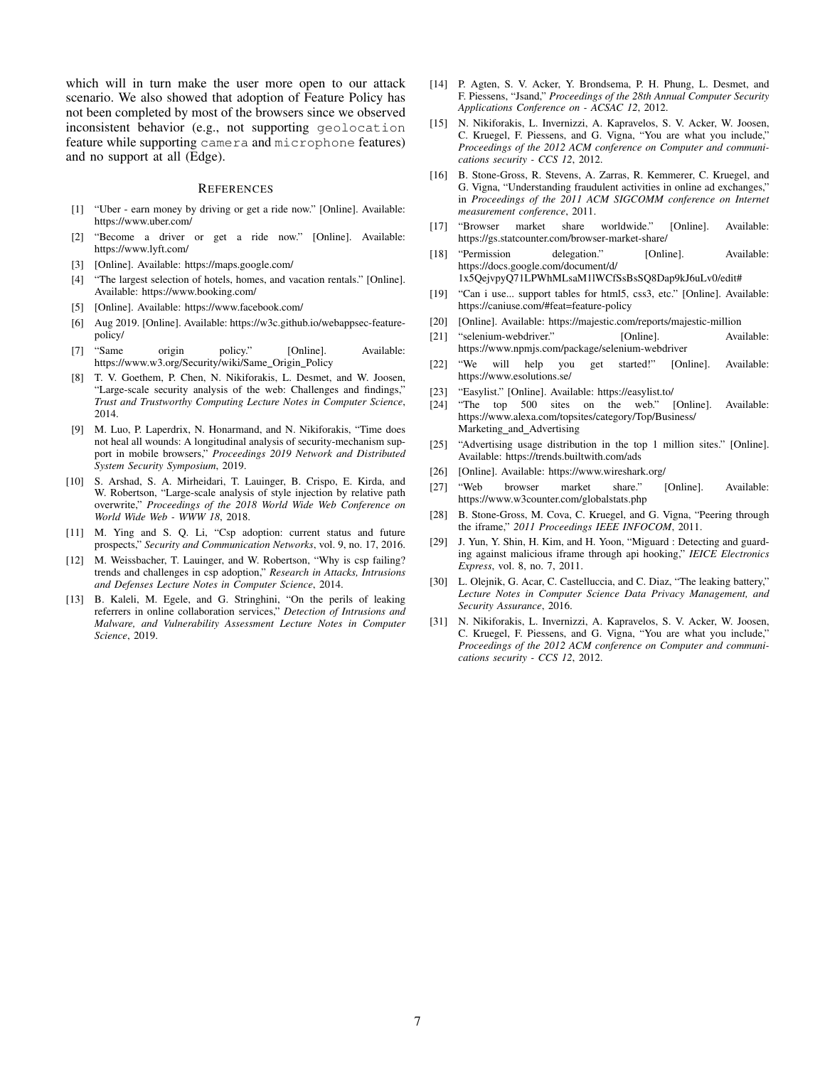which will in turn make the user more open to our attack scenario. We also showed that adoption of Feature Policy has not been completed by most of the browsers since we observed inconsistent behavior (e.g., not supporting `geolocation` feature while supporting `camera` and `microphone` features) and no support at all (Edge).

## References

[1] "Uber - earn money by driving or get a ride now." [Online]. Available: https://www.uber.com/

[2] "Become a driver or get a ride now." [Online]. Available: https://www.lyft.com/

[3] [Online]. Available: https://maps.google.com/

[4] "The largest selection of hotels, homes, and vacation rentals." [Online]. Available: https://www.booking.com/

[5] [Online]. Available: https://www.facebook.com/

[6] Aug 2019. [Online]. Available: https://w3c.github.io/webappsec-feature-policy/

[7] "Same origin policy." [Online]. Available: https://www.w3.org/Security/wiki/Same_Origin_Policy

[8] T. V. Goethem, P. Chen, N. Nikiforakis, L. Desmet, and W. Joosen, "Large-scale security analysis of the web: Challenges and findings," *Trust and Trustworthy Computing Lecture Notes in Computer Science*, 2014.

[9] M. Luo, P. Laperdrix, N. Honarmand, and N. Nikiforakis, "Time does not heal all wounds: A longitudinal analysis of security-mechanism support in mobile browsers," *Proceedings 2019 Network and Distributed System Security Symposium*, 2019.

[10] S. Arshad, S. A. Mirheidari, T. Lauinger, B. Crispo, E. Kirda, and W. Robertson, "Large-scale analysis of style injection by relative path overwrite," *Proceedings of the 2018 World Wide Web Conference on World Wide Web - WWW 18*, 2018.

[11] M. Ying and S. Q. Li, "Csp adoption: current status and future prospects," *Security and Communication Networks*, vol. 9, no. 17, 2016.

[12] M. Weissbacher, T. Lauinger, and W. Robertson, "Why is csp failing? trends and challenges in csp adoption," *Research in Attacks, Intrusions and Defenses Lecture Notes in Computer Science*, 2014.

[13] B. Kaleli, M. Egele, and G. Stringhini, "On the perils of leaking referrers in online collaboration services," *Detection of Intrusions and Malware, and Vulnerability Assessment Lecture Notes in Computer Science*, 2019.

[14] P. Agten, S. V. Acker, Y. Brondsema, P. H. Phung, L. Desmet, and F. Piessens, "Jsand," *Proceedings of the 28th Annual Computer Security Applications Conference on - ACSAC 12*, 2012.

[15] N. Nikiforakis, L. Invernizzi, A. Kapravelos, S. V. Acker, W. Joosen, C. Kruegel, F. Piessens, and G. Vigna, "You are what you include," *Proceedings of the 2012 ACM conference on Computer and communications security - CCS 12*, 2012.

[16] B. Stone-Gross, R. Stevens, A. Zarras, R. Kemmerer, C. Kruegel, and G. Vigna, "Understanding fraudulent activities in online ad exchanges," in *Proceedings of the 2011 ACM SIGCOMM conference on Internet measurement conference*, 2011.

[17] "Browser market share worldwide." [Online]. Available: https://gs.statcounter.com/browser-market-share/

[18] "Permission delegation." [Online]. Available: https://docs.google.com/document/d/1x5QejvpyQ71LPWhMLsaM1lWCfSsBsSQ8Dap9kJ6uLv0/edit#

[19] "Can i use... support tables for html5, css3, etc." [Online]. Available: https://caniuse.com/#feat=feature-policy

[20] [Online]. Available: https://majestic.com/reports/majestic-million

[21] "selenium-webdriver." [Online]. Available: https://www.npmjs.com/package/selenium-webdriver

[22] "We will help you get started!" [Online]. Available: https://www.esolutions.se/

[23] "Easylist." [Online]. Available: https://easylist.to/

[24] "The top 500 sites on the web." [Online]. Available: https://www.alexa.com/topsites/category/Top/Business/Marketing_and_Advertising

[25] "Advertising usage distribution in the top 1 million sites." [Online]. Available: https://trends.builtwith.com/ads

[26] [Online]. Available: https://www.wireshark.org/

[27] "Web browser market share." [Online]. Available: https://www.w3counter.com/globalstats.php

[28] B. Stone-Gross, M. Cova, C. Kruegel, and G. Vigna, "Peering through the iframe," *2011 Proceedings IEEE INFOCOM*, 2011.

[29] J. Yun, Y. Shin, H. Kim, and H. Yoon, "Miguard : Detecting and guarding against malicious iframe through api hooking," *IEICE Electronics Express*, vol. 8, no. 7, 2011.

[30] L. Olejnik, G. Acar, C. Castelluccia, and C. Diaz, "The leaking battery," *Lecture Notes in Computer Science Data Privacy Management, and Security Assurance*, 2016.

[31] N. Nikiforakis, L. Invernizzi, A. Kapravelos, S. V. Acker, W. Joosen, C. Kruegel, F. Piessens, and G. Vigna, "You are what you include," *Proceedings of the 2012 ACM conference on Computer and communications security - CCS 12*, 2012.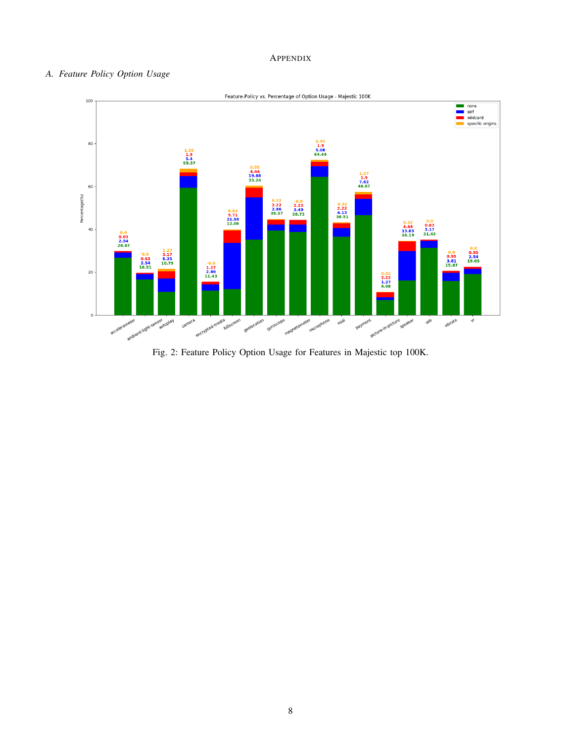# Appendix

## A. Feature Policy Option Usage

Feature-Policy vs. Percentage of Option Usage - Majestic 100K

Percentage(%)

none
self
wildcard
specific origins

accelerometer: 0.0, 0.63, 2.54, 26.67
ambient-light-sensor: 0.0, 0.63, 2.54, 16.51
autoplay: 1.27, 3.17, 6.35, 10.79
camera: 1.59, 1.9, 5.4, 59.37
encrypted-media: -0.0, 1.27, 2.86, 11.43
fullscreen: 0.63, 5.71, 21.59, 12.06
geolocation: 0.95, 4.44, 19.68, 35.24
gyroscope: 0.32, 2.22, 2.86, 39.37
magnetometer: -0.0, 2.22, 3.49, 38.73
microphone: 0.95, 1.9, 5.08, 64.44
midi: 0.32, 2.22, 4.13, 36.51
payment: 1.27, 1.9, 7.62, 46.67
picture-in-picture: 0.32, 2.22, 1.27, 6.98
speaker: 0.32, 4.44, 13.65, 16.19
usb: 0.0, 0.63, 3.17, 31.43
vibrate: 0.0, 0.95, 3.81, 15.87
vr: 0.0, 0.95, 2.54, 19.05

Fig. 2: Feature Policy Option Usage for Features in Majestic top 100K.